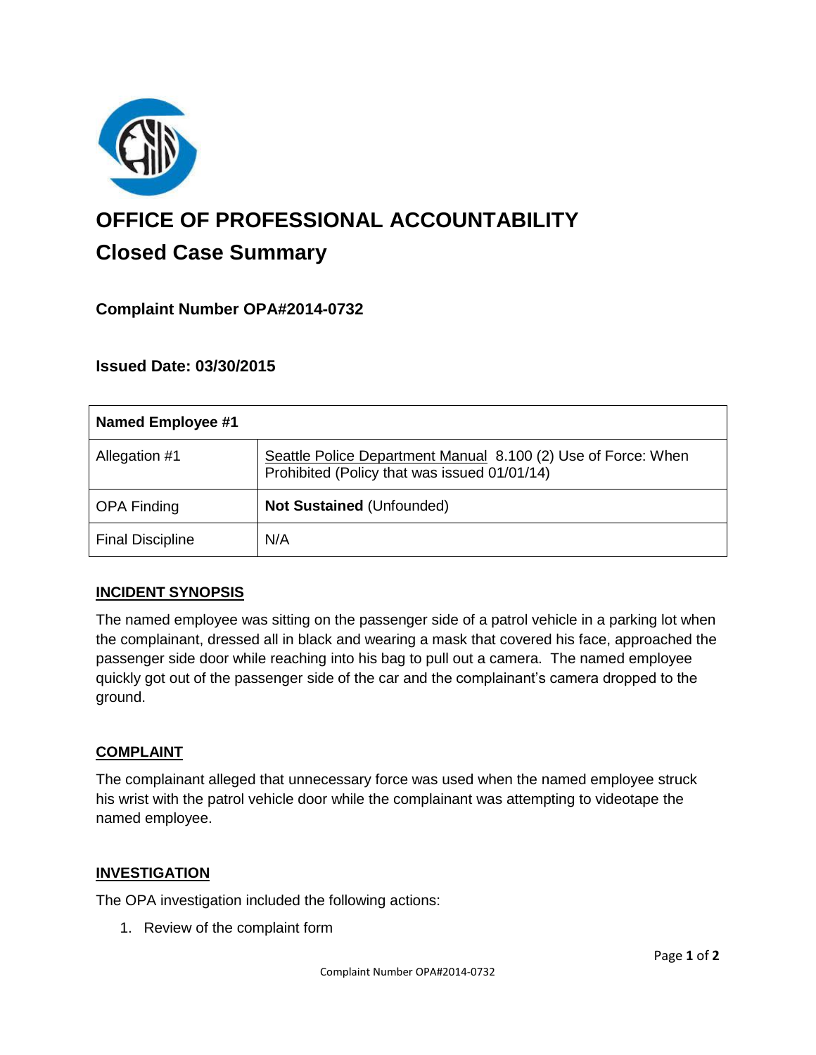# OFFICE OF PROFESSIONAL ACCOUNTABILITY

## Closed Case Summary

### Complaint Number OPA#2014-0732

### Issued Date: 03/30/2015

| Named Employee #1 | |
|---|---|
| Allegation #1 | Seattle Police Department Manual 8.100 (2) Use of Force: When Prohibited (Policy that was issued 01/01/14) |
| OPA Finding | **Not Sustained** (Unfounded) |
| Final Discipline | N/A |

**INCIDENT SYNOPSIS**

The named employee was sitting on the passenger side of a patrol vehicle in a parking lot when the complainant, dressed all in black and wearing a mask that covered his face, approached the passenger side door while reaching into his bag to pull out a camera. The named employee quickly got out of the passenger side of the car and the complainant's camera dropped to the ground.

**COMPLAINT**

The complainant alleged that unnecessary force was used when the named employee struck his wrist with the patrol vehicle door while the complainant was attempting to videotape the named employee.

**INVESTIGATION**

The OPA investigation included the following actions:

1. Review of the complaint form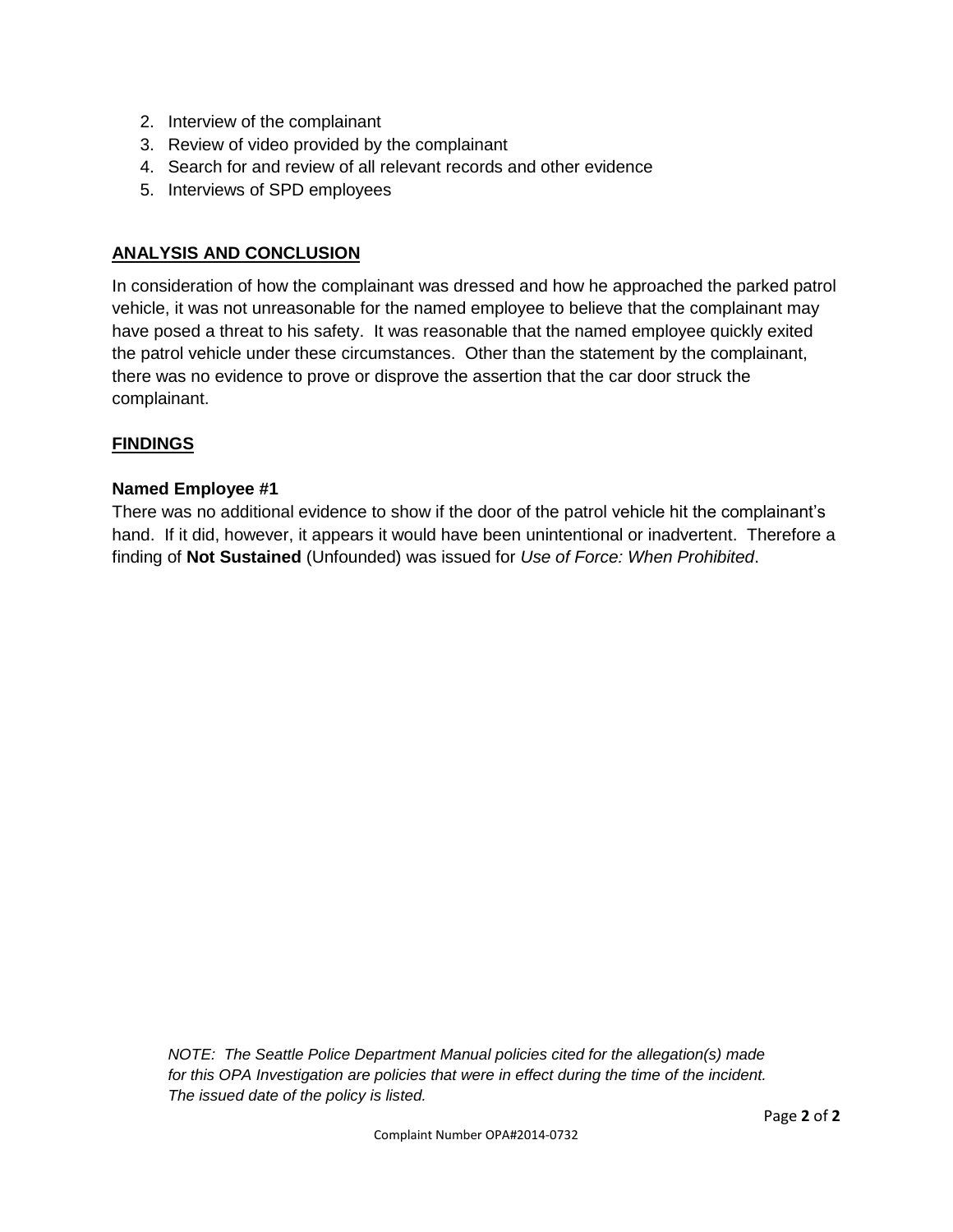2. Interview of the complainant
3. Review of video provided by the complainant
4. Search for and review of all relevant records and other evidence
5. Interviews of SPD employees

## ANALYSIS AND CONCLUSION

In consideration of how the complainant was dressed and how he approached the parked patrol vehicle, it was not unreasonable for the named employee to believe that the complainant may have posed a threat to his safety. It was reasonable that the named employee quickly exited the patrol vehicle under these circumstances. Other than the statement by the complainant, there was no evidence to prove or disprove the assertion that the car door struck the complainant.

## FINDINGS

### Named Employee #1

There was no additional evidence to show if the door of the patrol vehicle hit the complainant's hand. If it did, however, it appears it would have been unintentional or inadvertent. Therefore a finding of **Not Sustained** (Unfounded) was issued for *Use of Force: When Prohibited*.

*NOTE: The Seattle Police Department Manual policies cited for the allegation(s) made for this OPA Investigation are policies that were in effect during the time of the incident. The issued date of the policy is listed.*

Complaint Number OPA#2014-0732